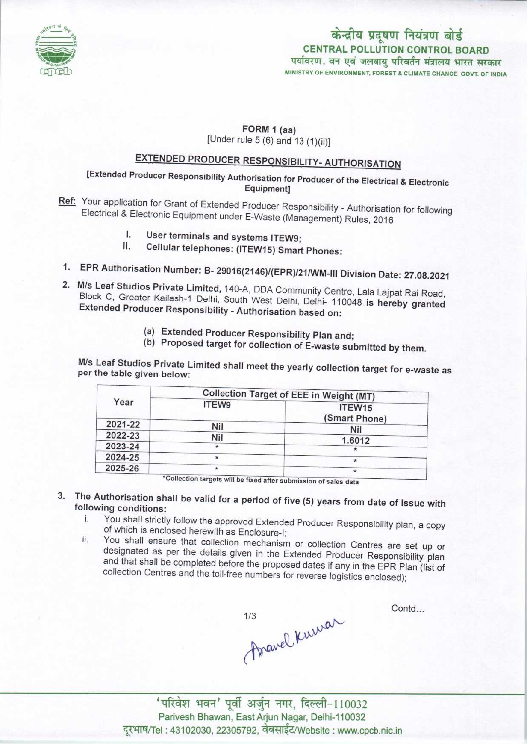# केन्द्रीय प्रदूषण नियंत्रण बोर्ड
## CENTRAL POLLUTION CONTROL BOARD
पर्यावरण, वन एवं जलवायु परिवर्तन मंत्रालय भारत सरकार
MINISTRY OF ENVIRONMENT, FOREST & CLIMATE CHANGE GOVT. OF INDIA

**FORM 1 (aa)**
[Under rule 5 (6) and 13 (1)(ii)]

## EXTENDED PRODUCER RESPONSIBILITY- AUTHORISATION

[Extended Producer Responsibility Authorisation for Producer of the Electrical & Electronic Equipment]

**Ref:** Your application for Grant of Extended Producer Responsibility - Authorisation for following Electrical & Electronic Equipment under E-Waste (Management) Rules, 2016

I. User terminals and systems ITEW9;
II. Cellular telephones: (ITEW15) Smart Phones:

1. EPR Authorisation Number: B- 29016(2146)/(EPR)/21/WM-III Division Date: 27.08.2021
2. M/s Leaf Studios Private Limited, 140-A, DDA Community Centre, Lala Lajpat Rai Road, Block C, Greater Kailash-1 Delhi, South West Delhi, Delhi- 110048 is hereby granted Extended Producer Responsibility - Authorisation based on:
   (a) Extended Producer Responsibility Plan and;
   (b) Proposed target for collection of E-waste submitted by them.

M/s Leaf Studios Private Limited shall meet the yearly collection target for e-waste as per the table given below:

| Year | Collection Target of EEE in Weight (MT) | |
|---|---|---|
| | ITEW9 | ITEW15 (Smart Phone) |
| 2021-22 | Nil | Nil |
| 2022-23 | Nil | 1.6012 |
| 2023-24 | * | * |
| 2024-25 | * | * |
| 2025-26 | * | * |

*Collection targets will be fixed after submission of sales data

3. The Authorisation shall be valid for a period of five (5) years from date of issue with following conditions:
   i. You shall strictly follow the approved Extended Producer Responsibility plan, a copy of which is enclosed herewith as Enclosure-I;
   ii. You shall ensure that collection mechanism or collection Centres are set up or designated as per the details given in the Extended Producer Responsibility plan and that shall be completed before the proposed dates if any in the EPR Plan (list of collection Centres and the toll-free numbers for reverse logistics enclosed);

Contd...

'परिवेश भवन' पूर्वी अर्जुन नगर, दिल्ली-110032
Parivesh Bhawan, East Arjun Nagar, Delhi-110032
दूरभाष/Tel : 43102030, 22305792, वेबसाईट/Website : www.cpcb.nic.in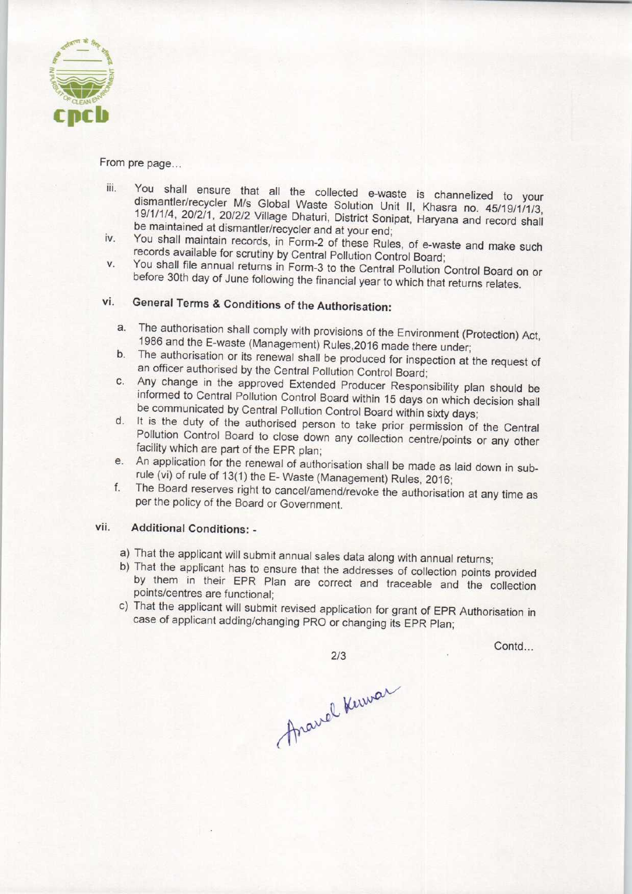From pre page...

iii. You shall ensure that all the collected e-waste is channelized to your dismantler/recycler M/s Global Waste Solution Unit II, Khasra no. 45/19/1/1/3, 19/1/1/4, 20/2/1, 20/2/2 Village Dhaturi, District Sonipat, Haryana and record shall be maintained at dismantler/recycler and at your end;

iv. You shall maintain records, in Form-2 of these Rules, of e-waste and make such records available for scrutiny by Central Pollution Control Board;

v. You shall file annual returns in Form-3 to the Central Pollution Control Board on or before 30th day of June following the financial year to which that returns relates.

## vi. General Terms & Conditions of the Authorisation:

a. The authorisation shall comply with provisions of the Environment (Protection) Act, 1986 and the E-waste (Management) Rules,2016 made there under;

b. The authorisation or its renewal shall be produced for inspection at the request of an officer authorised by the Central Pollution Control Board;

c. Any change in the approved Extended Producer Responsibility plan should be informed to Central Pollution Control Board within 15 days on which decision shall be communicated by Central Pollution Control Board within sixty days;

d. It is the duty of the authorised person to take prior permission of the Central Pollution Control Board to close down any collection centre/points or any other facility which are part of the EPR plan;

e. An application for the renewal of authorisation shall be made as laid down in sub-rule (vi) of rule of 13(1) the E- Waste (Management) Rules, 2016;

f. The Board reserves right to cancel/amend/revoke the authorisation at any time as per the policy of the Board or Government.

## vii. Additional Conditions: -

a) That the applicant will submit annual sales data along with annual returns;

b) That the applicant has to ensure that the addresses of collection points provided by them in their EPR Plan are correct and traceable and the collection points/centres are functional;

c) That the applicant will submit revised application for grant of EPR Authorisation in case of applicant adding/changing PRO or changing its EPR Plan;

Contd...

Anand Kumar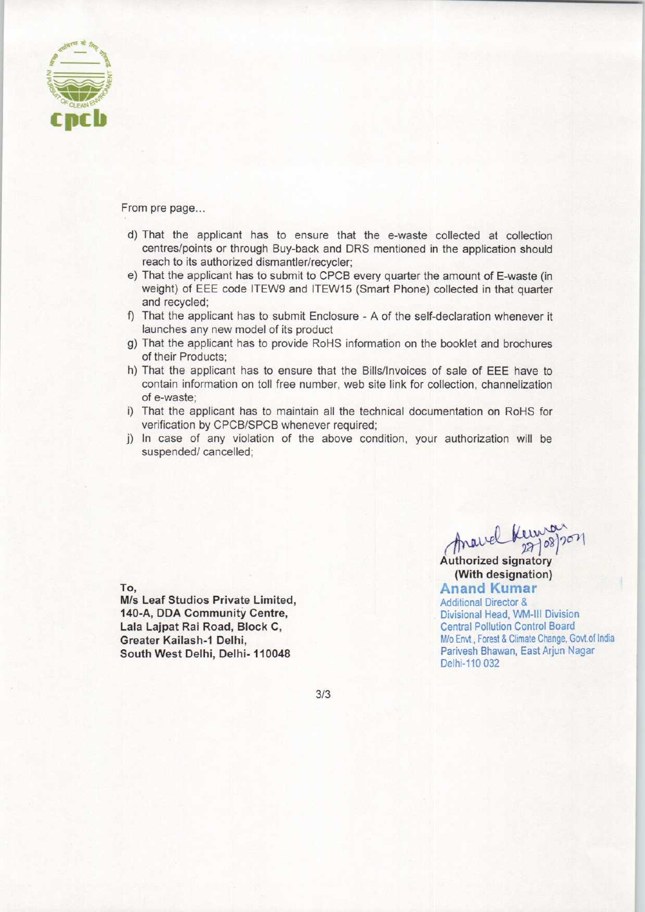From pre page...

d) That the applicant has to ensure that the e-waste collected at collection centres/points or through Buy-back and DRS mentioned in the application should reach to its authorized dismantler/recycler;
e) That the applicant has to submit to CPCB every quarter the amount of E-waste (in weight) of EEE code ITEW9 and ITEW15 (Smart Phone) collected in that quarter and recycled;
f) That the applicant has to submit Enclosure - A of the self-declaration whenever it launches any new model of its product
g) That the applicant has to provide RoHS information on the booklet and brochures of their Products;
h) That the applicant has to ensure that the Bills/Invoices of sale of EEE have to contain information on toll free number, web site link for collection, channelization of e-waste;
i) That the applicant has to maintain all the technical documentation on RoHS for verification by CPCB/SPCB whenever required;
j) In case of any violation of the above condition, your authorization will be suspended/ cancelled;

Anand Kumar 27/08/2021

**Authorized signatory**
**(With designation)**

**Anand Kumar**
Additional Director &
Divisional Head, WM-III Division
Central Pollution Control Board
M/o Envt., Forest & Climate Change, Govt.of India
Parivesh Bhawan, East Arjun Nagar
Delhi-110 032

**To,**
**M/s Leaf Studios Private Limited,**
**140-A, DDA Community Centre,**
**Lala Lajpat Rai Road, Block C,**
**Greater Kailash-1 Delhi,**
**South West Delhi, Delhi- 110048**